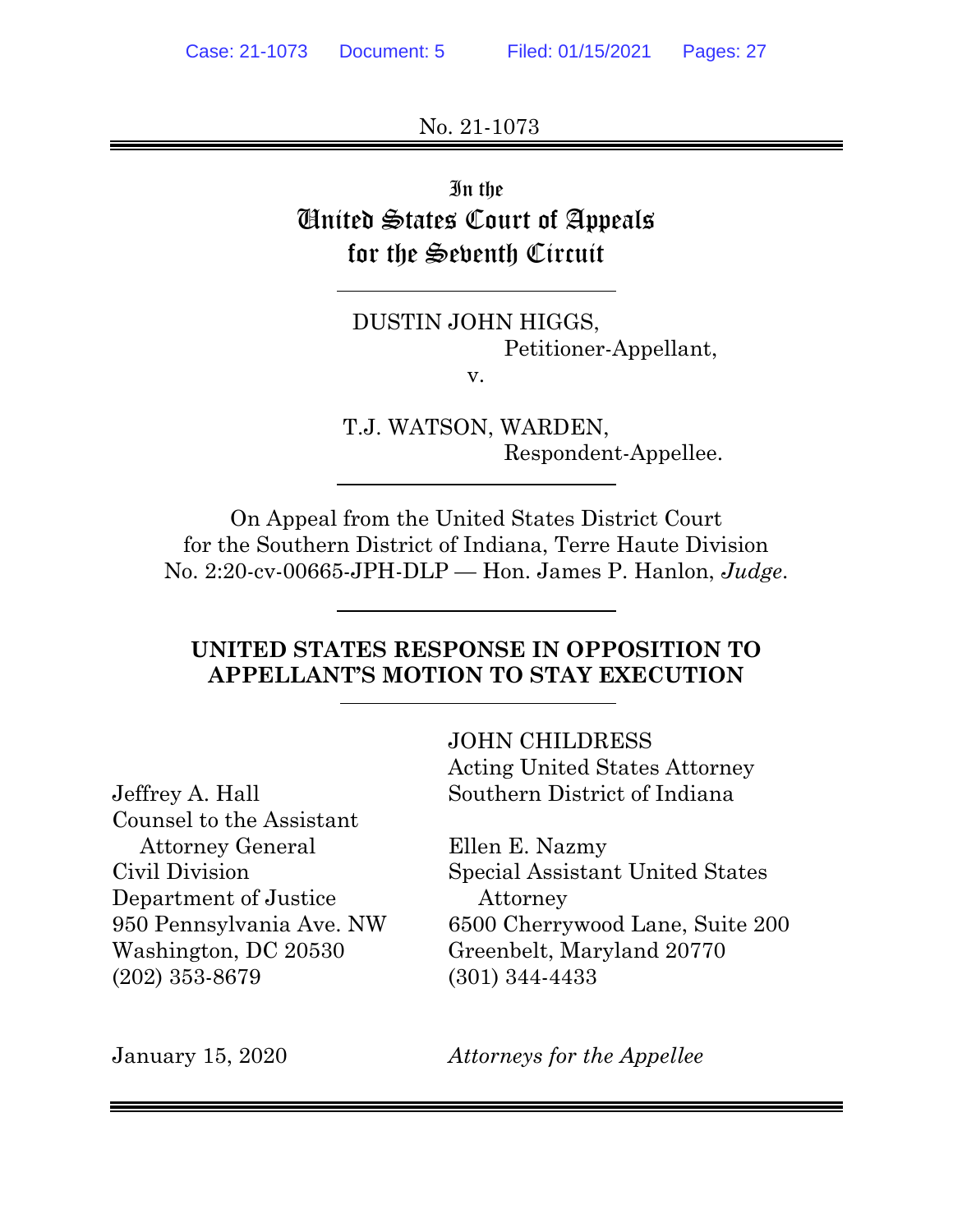No. 21-1073

# In the United States Court of Appeals for the Seventh Circuit

DUSTIN JOHN HIGGS,
Petitioner-Appellant,

v.

T.J. WATSON, WARDEN,
Respondent-Appellee.

On Appeal from the United States District Court for the Southern District of Indiana, Terre Haute Division
No. 2:20-cv-00665-JPH-DLP — Hon. James P. Hanlon, *Judge*.

## UNITED STATES RESPONSE IN OPPOSITION TO APPELLANT'S MOTION TO STAY EXECUTION

JOHN CHILDRESS
Acting United States Attorney
Southern District of Indiana

Jeffrey A. Hall
Counsel to the Assistant Attorney General
Civil Division
Department of Justice
950 Pennsylvania Ave. NW
Washington, DC 20530
(202) 353-8679

Ellen E. Nazmy
Special Assistant United States Attorney
6500 Cherrywood Lane, Suite 200
Greenbelt, Maryland 20770
(301) 344-4433

January 15, 2020

*Attorneys for the Appellee*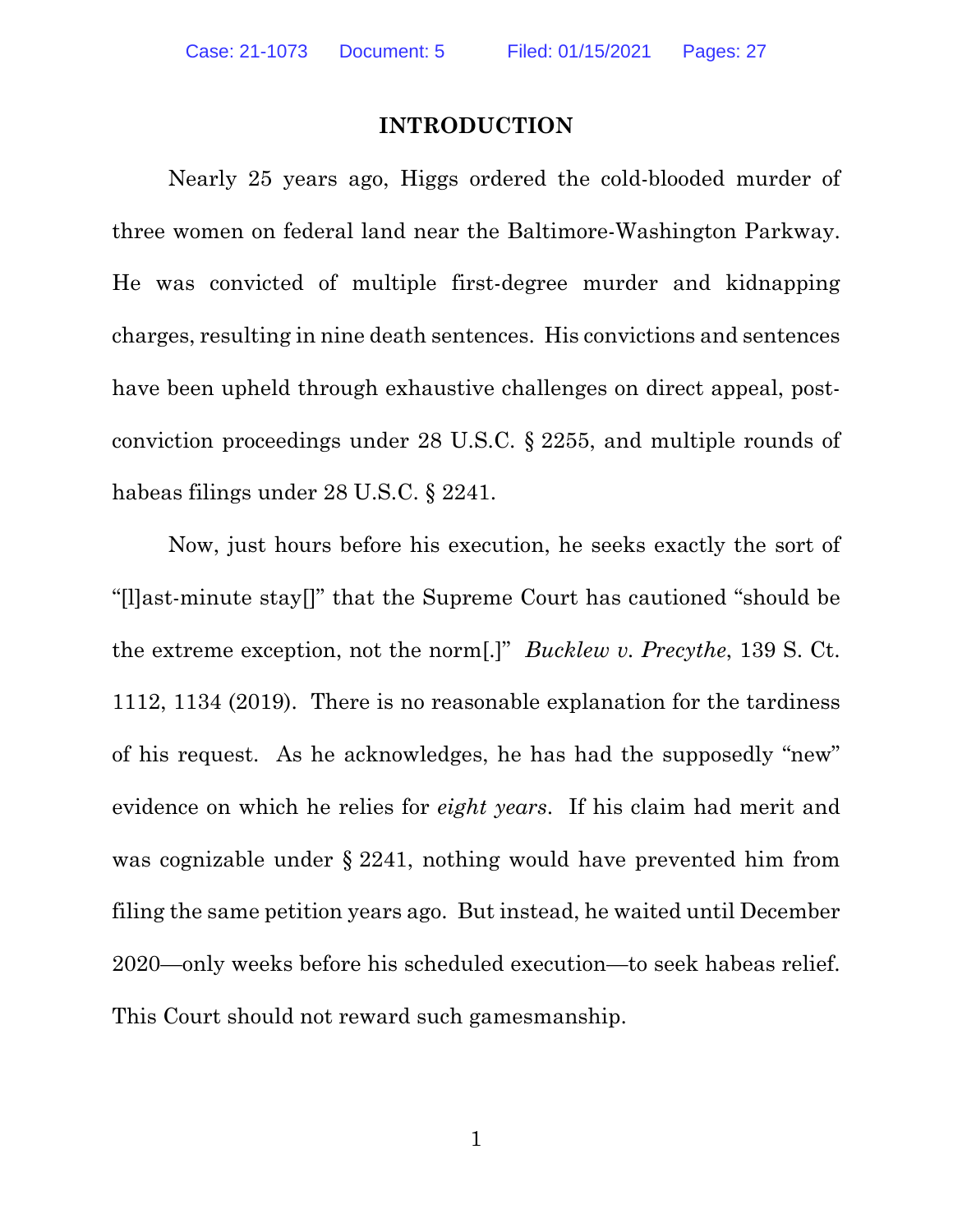## INTRODUCTION

Nearly 25 years ago, Higgs ordered the cold-blooded murder of three women on federal land near the Baltimore-Washington Parkway. He was convicted of multiple first-degree murder and kidnapping charges, resulting in nine death sentences. His convictions and sentences have been upheld through exhaustive challenges on direct appeal, post-conviction proceedings under 28 U.S.C. § 2255, and multiple rounds of habeas filings under 28 U.S.C. § 2241.

Now, just hours before his execution, he seeks exactly the sort of "[l]ast-minute stay[]" that the Supreme Court has cautioned "should be the extreme exception, not the norm[.]" *Bucklew v. Precythe*, 139 S. Ct. 1112, 1134 (2019). There is no reasonable explanation for the tardiness of his request. As he acknowledges, he has had the supposedly "new" evidence on which he relies for *eight years*. If his claim had merit and was cognizable under § 2241, nothing would have prevented him from filing the same petition years ago. But instead, he waited until December 2020—only weeks before his scheduled execution—to seek habeas relief. This Court should not reward such gamesmanship.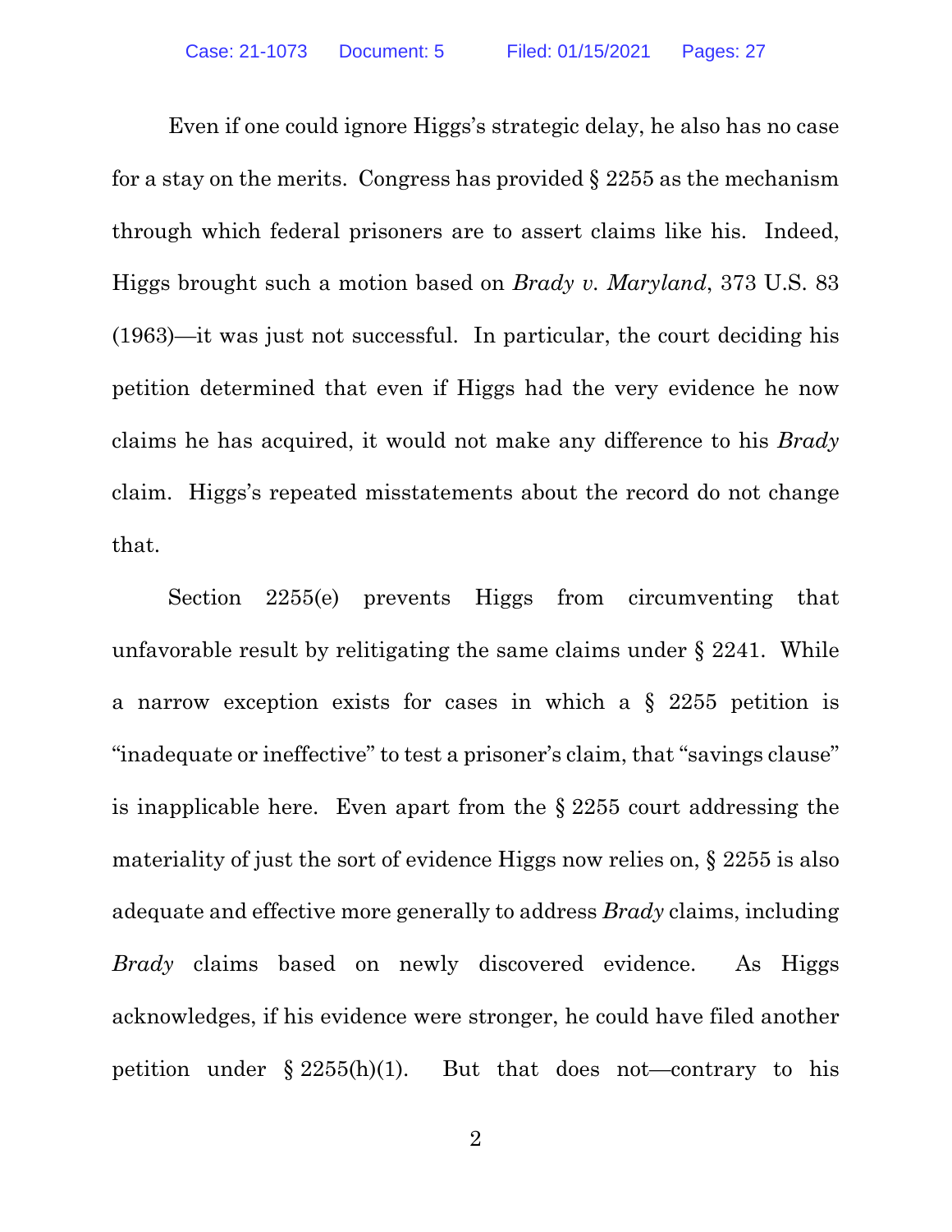Even if one could ignore Higgs's strategic delay, he also has no case for a stay on the merits. Congress has provided § 2255 as the mechanism through which federal prisoners are to assert claims like his. Indeed, Higgs brought such a motion based on *Brady v. Maryland*, 373 U.S. 83 (1963)—it was just not successful. In particular, the court deciding his petition determined that even if Higgs had the very evidence he now claims he has acquired, it would not make any difference to his *Brady* claim. Higgs's repeated misstatements about the record do not change that.

Section 2255(e) prevents Higgs from circumventing that unfavorable result by relitigating the same claims under § 2241. While a narrow exception exists for cases in which a § 2255 petition is "inadequate or ineffective" to test a prisoner's claim, that "savings clause" is inapplicable here. Even apart from the § 2255 court addressing the materiality of just the sort of evidence Higgs now relies on, § 2255 is also adequate and effective more generally to address *Brady* claims, including *Brady* claims based on newly discovered evidence. As Higgs acknowledges, if his evidence were stronger, he could have filed another petition under § 2255(h)(1). But that does not—contrary to his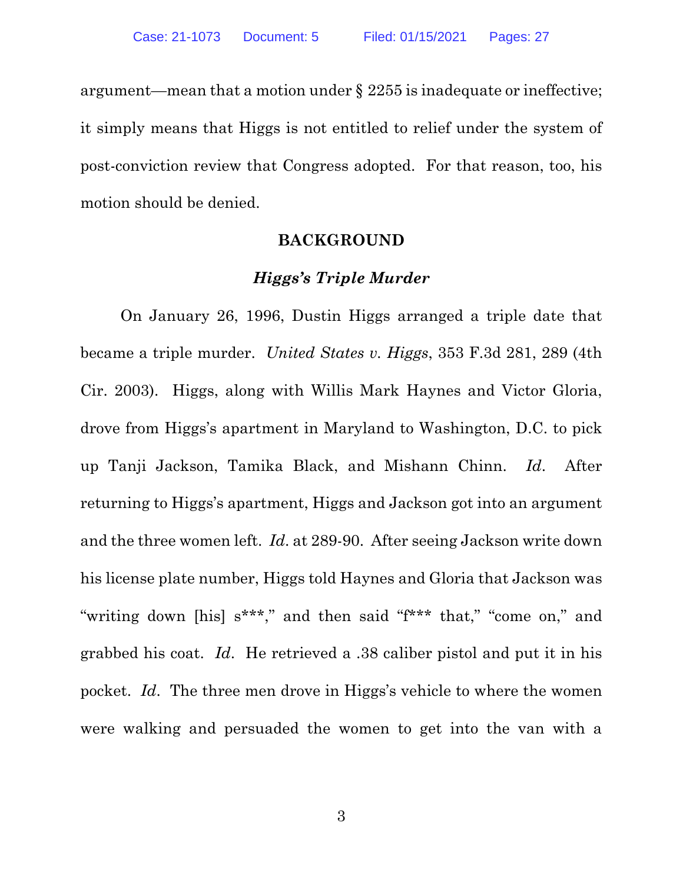argument—mean that a motion under § 2255 is inadequate or ineffective; it simply means that Higgs is not entitled to relief under the system of post-conviction review that Congress adopted. For that reason, too, his motion should be denied.

## BACKGROUND

### *Higgs's Triple Murder*

On January 26, 1996, Dustin Higgs arranged a triple date that became a triple murder. *United States v. Higgs*, 353 F.3d 281, 289 (4th Cir. 2003). Higgs, along with Willis Mark Haynes and Victor Gloria, drove from Higgs's apartment in Maryland to Washington, D.C. to pick up Tanji Jackson, Tamika Black, and Mishann Chinn. *Id*. After returning to Higgs's apartment, Higgs and Jackson got into an argument and the three women left. *Id*. at 289-90. After seeing Jackson write down his license plate number, Higgs told Haynes and Gloria that Jackson was "writing down [his] s***," and then said "f*** that," "come on," and grabbed his coat. *Id*. He retrieved a .38 caliber pistol and put it in his pocket. *Id*. The three men drove in Higgs's vehicle to where the women were walking and persuaded the women to get into the van with a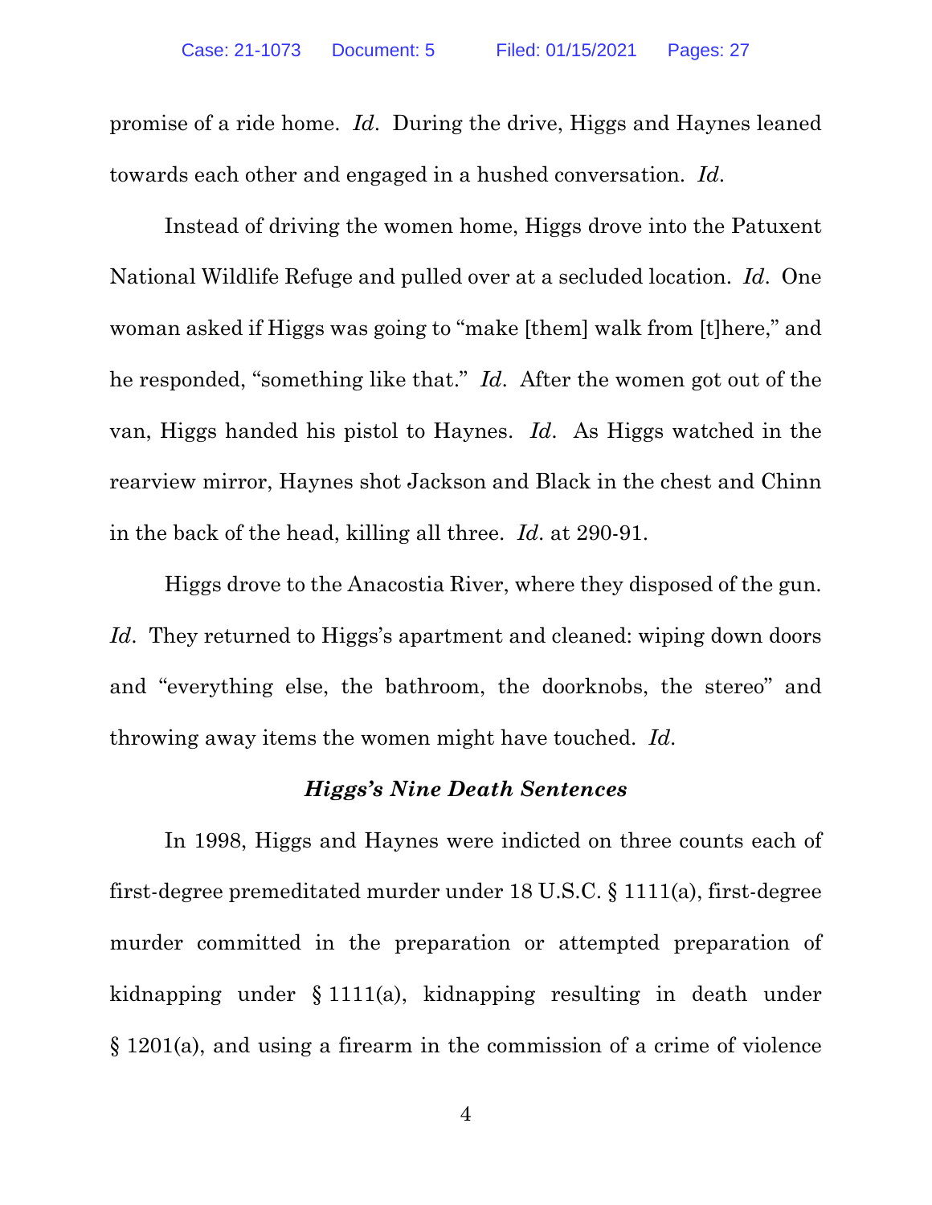promise of a ride home. *Id*. During the drive, Higgs and Haynes leaned towards each other and engaged in a hushed conversation. *Id*.

Instead of driving the women home, Higgs drove into the Patuxent National Wildlife Refuge and pulled over at a secluded location. *Id*. One woman asked if Higgs was going to "make [them] walk from [t]here," and he responded, "something like that." *Id*. After the women got out of the van, Higgs handed his pistol to Haynes. *Id*. As Higgs watched in the rearview mirror, Haynes shot Jackson and Black in the chest and Chinn in the back of the head, killing all three. *Id*. at 290-91.

Higgs drove to the Anacostia River, where they disposed of the gun. *Id*. They returned to Higgs's apartment and cleaned: wiping down doors and "everything else, the bathroom, the doorknobs, the stereo" and throwing away items the women might have touched. *Id*.

### *Higgs's Nine Death Sentences*

In 1998, Higgs and Haynes were indicted on three counts each of first-degree premeditated murder under 18 U.S.C. § 1111(a), first-degree murder committed in the preparation or attempted preparation of kidnapping under § 1111(a), kidnapping resulting in death under § 1201(a), and using a firearm in the commission of a crime of violence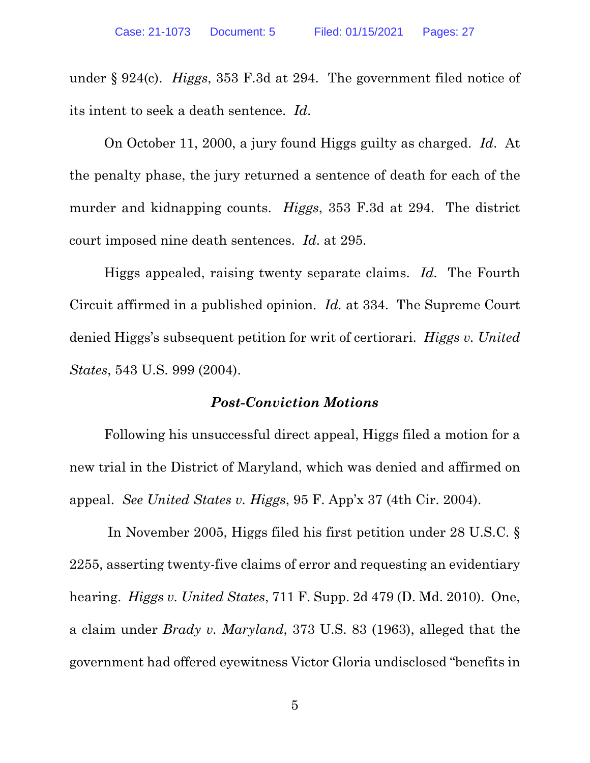under § 924(c). *Higgs*, 353 F.3d at 294. The government filed notice of its intent to seek a death sentence. *Id*.

On October 11, 2000, a jury found Higgs guilty as charged. *Id*. At the penalty phase, the jury returned a sentence of death for each of the murder and kidnapping counts. *Higgs*, 353 F.3d at 294. The district court imposed nine death sentences. *Id*. at 295.

Higgs appealed, raising twenty separate claims. *Id.* The Fourth Circuit affirmed in a published opinion. *Id.* at 334. The Supreme Court denied Higgs's subsequent petition for writ of certiorari. *Higgs v. United States*, 543 U.S. 999 (2004).

### *Post-Conviction Motions*

Following his unsuccessful direct appeal, Higgs filed a motion for a new trial in the District of Maryland, which was denied and affirmed on appeal. *See United States v. Higgs*, 95 F. App'x 37 (4th Cir. 2004).

In November 2005, Higgs filed his first petition under 28 U.S.C. § 2255, asserting twenty-five claims of error and requesting an evidentiary hearing. *Higgs v. United States*, 711 F. Supp. 2d 479 (D. Md. 2010). One, a claim under *Brady v. Maryland*, 373 U.S. 83 (1963), alleged that the government had offered eyewitness Victor Gloria undisclosed "benefits in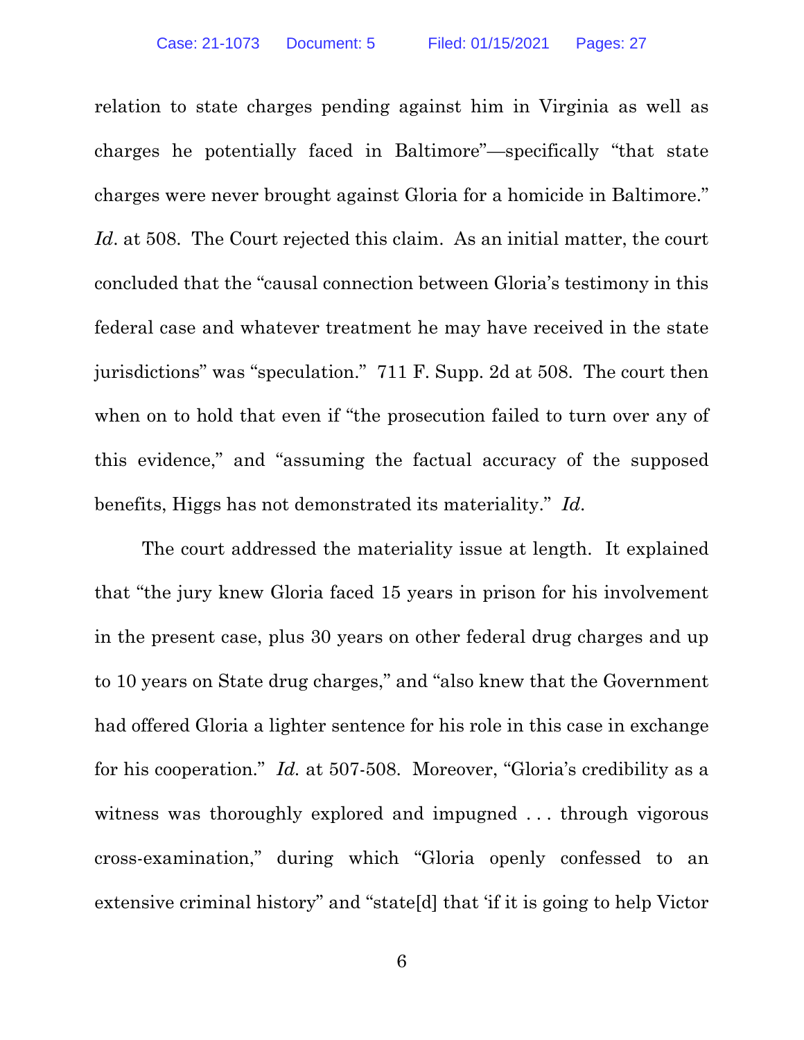relation to state charges pending against him in Virginia as well as charges he potentially faced in Baltimore"—specifically "that state charges were never brought against Gloria for a homicide in Baltimore." *Id*. at 508. The Court rejected this claim. As an initial matter, the court concluded that the "causal connection between Gloria's testimony in this federal case and whatever treatment he may have received in the state jurisdictions" was "speculation." 711 F. Supp. 2d at 508. The court then when on to hold that even if "the prosecution failed to turn over any of this evidence," and "assuming the factual accuracy of the supposed benefits, Higgs has not demonstrated its materiality." *Id*.

The court addressed the materiality issue at length. It explained that "the jury knew Gloria faced 15 years in prison for his involvement in the present case, plus 30 years on other federal drug charges and up to 10 years on State drug charges," and "also knew that the Government had offered Gloria a lighter sentence for his role in this case in exchange for his cooperation." *Id.* at 507-508. Moreover, "Gloria's credibility as a witness was thoroughly explored and impugned . . . through vigorous cross-examination," during which "Gloria openly confessed to an extensive criminal history" and "state[d] that 'if it is going to help Victor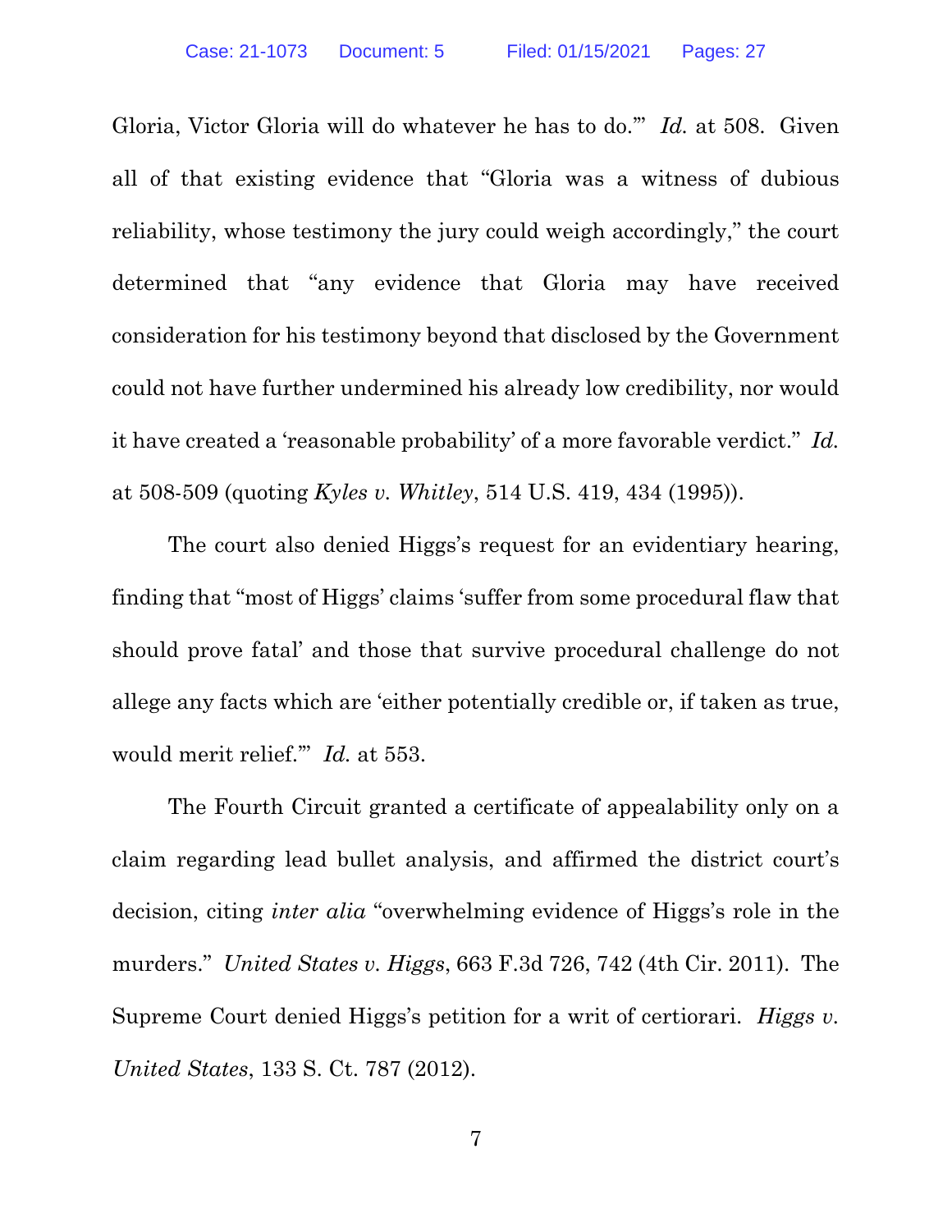Gloria, Victor Gloria will do whatever he has to do.'" *Id.* at 508. Given all of that existing evidence that "Gloria was a witness of dubious reliability, whose testimony the jury could weigh accordingly," the court determined that "any evidence that Gloria may have received consideration for his testimony beyond that disclosed by the Government could not have further undermined his already low credibility, nor would it have created a 'reasonable probability' of a more favorable verdict." *Id.* at 508-509 (quoting *Kyles v. Whitley*, 514 U.S. 419, 434 (1995)).

The court also denied Higgs's request for an evidentiary hearing, finding that "most of Higgs' claims 'suffer from some procedural flaw that should prove fatal' and those that survive procedural challenge do not allege any facts which are 'either potentially credible or, if taken as true, would merit relief.'" *Id.* at 553.

The Fourth Circuit granted a certificate of appealability only on a claim regarding lead bullet analysis, and affirmed the district court's decision, citing *inter alia* "overwhelming evidence of Higgs's role in the murders." *United States v. Higgs*, 663 F.3d 726, 742 (4th Cir. 2011). The Supreme Court denied Higgs's petition for a writ of certiorari. *Higgs v. United States*, 133 S. Ct. 787 (2012).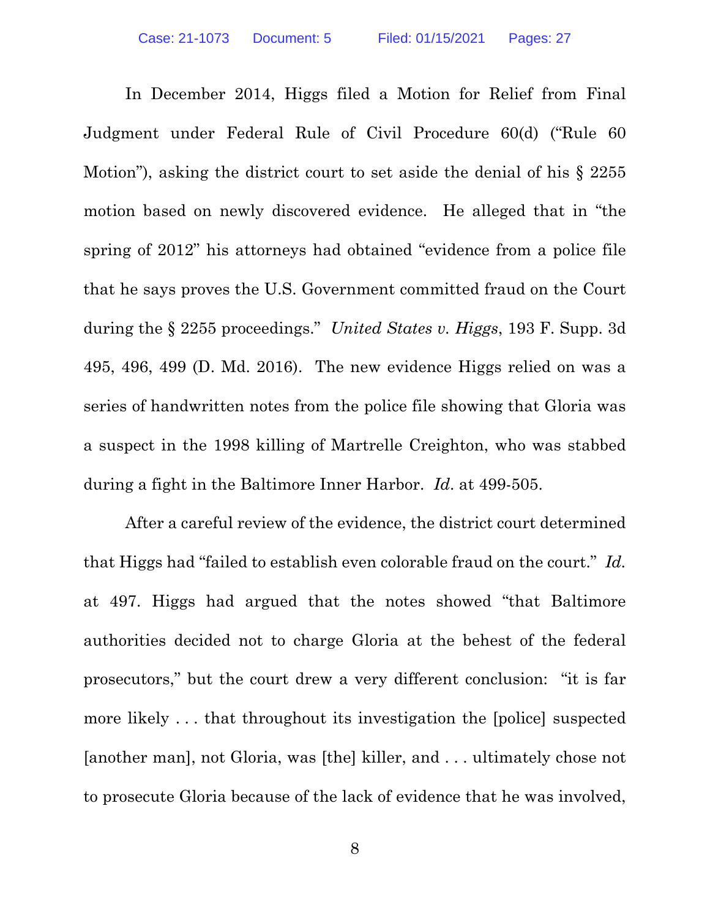In December 2014, Higgs filed a Motion for Relief from Final Judgment under Federal Rule of Civil Procedure 60(d) ("Rule 60 Motion"), asking the district court to set aside the denial of his § 2255 motion based on newly discovered evidence. He alleged that in "the spring of 2012" his attorneys had obtained "evidence from a police file that he says proves the U.S. Government committed fraud on the Court during the § 2255 proceedings." *United States v. Higgs*, 193 F. Supp. 3d 495, 496, 499 (D. Md. 2016). The new evidence Higgs relied on was a series of handwritten notes from the police file showing that Gloria was a suspect in the 1998 killing of Martrelle Creighton, who was stabbed during a fight in the Baltimore Inner Harbor. *Id.* at 499-505.

After a careful review of the evidence, the district court determined that Higgs had "failed to establish even colorable fraud on the court." *Id.* at 497. Higgs had argued that the notes showed "that Baltimore authorities decided not to charge Gloria at the behest of the federal prosecutors," but the court drew a very different conclusion: "it is far more likely . . . that throughout its investigation the [police] suspected [another man], not Gloria, was [the] killer, and . . . ultimately chose not to prosecute Gloria because of the lack of evidence that he was involved,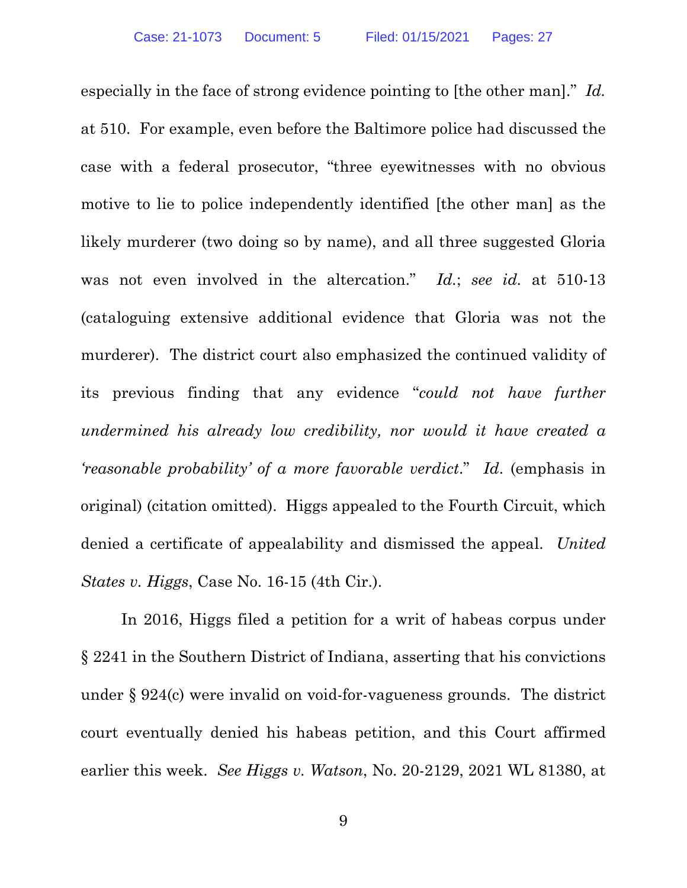especially in the face of strong evidence pointing to [the other man]." *Id.* at 510. For example, even before the Baltimore police had discussed the case with a federal prosecutor, "three eyewitnesses with no obvious motive to lie to police independently identified [the other man] as the likely murderer (two doing so by name), and all three suggested Gloria was not even involved in the altercation." *Id.*; *see id.* at 510-13 (cataloguing extensive additional evidence that Gloria was not the murderer). The district court also emphasized the continued validity of its previous finding that any evidence "*could not have further undermined his already low credibility, nor would it have created a 'reasonable probability' of a more favorable verdict*." *Id*. (emphasis in original) (citation omitted). Higgs appealed to the Fourth Circuit, which denied a certificate of appealability and dismissed the appeal. *United States v. Higgs*, Case No. 16-15 (4th Cir.).

In 2016, Higgs filed a petition for a writ of habeas corpus under § 2241 in the Southern District of Indiana, asserting that his convictions under § 924(c) were invalid on void-for-vagueness grounds. The district court eventually denied his habeas petition, and this Court affirmed earlier this week. *See Higgs v. Watson*, No. 20-2129, 2021 WL 81380, at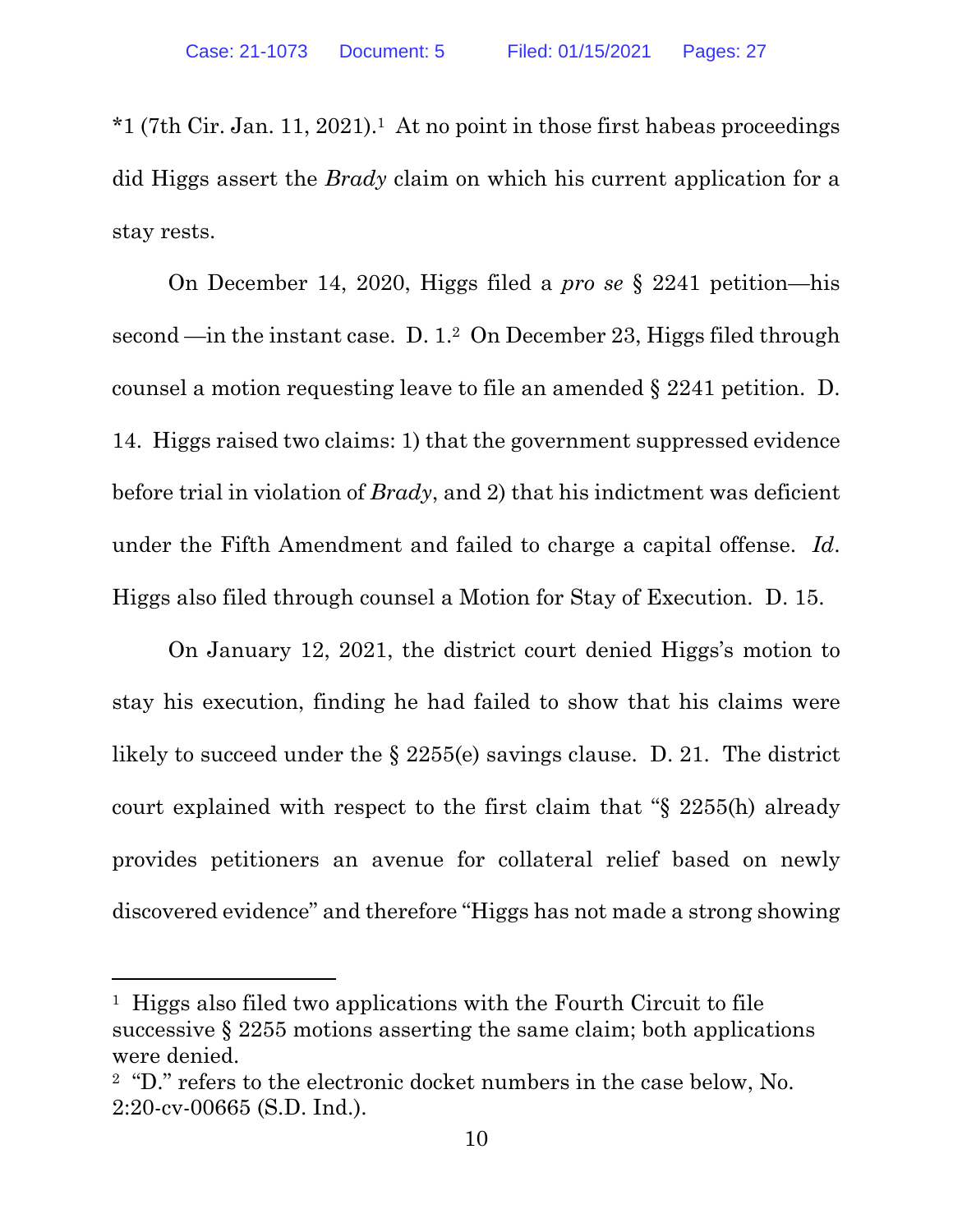*1 (7th Cir. Jan. 11, 2021).[1] At no point in those first habeas proceedings did Higgs assert the *Brady* claim on which his current application for a stay rests.

On December 14, 2020, Higgs filed a *pro se* § 2241 petition—his second —in the instant case. D. 1.[2] On December 23, Higgs filed through counsel a motion requesting leave to file an amended § 2241 petition. D. 14. Higgs raised two claims: 1) that the government suppressed evidence before trial in violation of *Brady*, and 2) that his indictment was deficient under the Fifth Amendment and failed to charge a capital offense. *Id*. Higgs also filed through counsel a Motion for Stay of Execution. D. 15.

On January 12, 2021, the district court denied Higgs's motion to stay his execution, finding he had failed to show that his claims were likely to succeed under the § 2255(e) savings clause. D. 21. The district court explained with respect to the first claim that "§ 2255(h) already provides petitioners an avenue for collateral relief based on newly discovered evidence" and therefore "Higgs has not made a strong showing

---

[1] Higgs also filed two applications with the Fourth Circuit to file successive § 2255 motions asserting the same claim; both applications were denied.

[2] "D." refers to the electronic docket numbers in the case below, No. 2:20-cv-00665 (S.D. Ind.).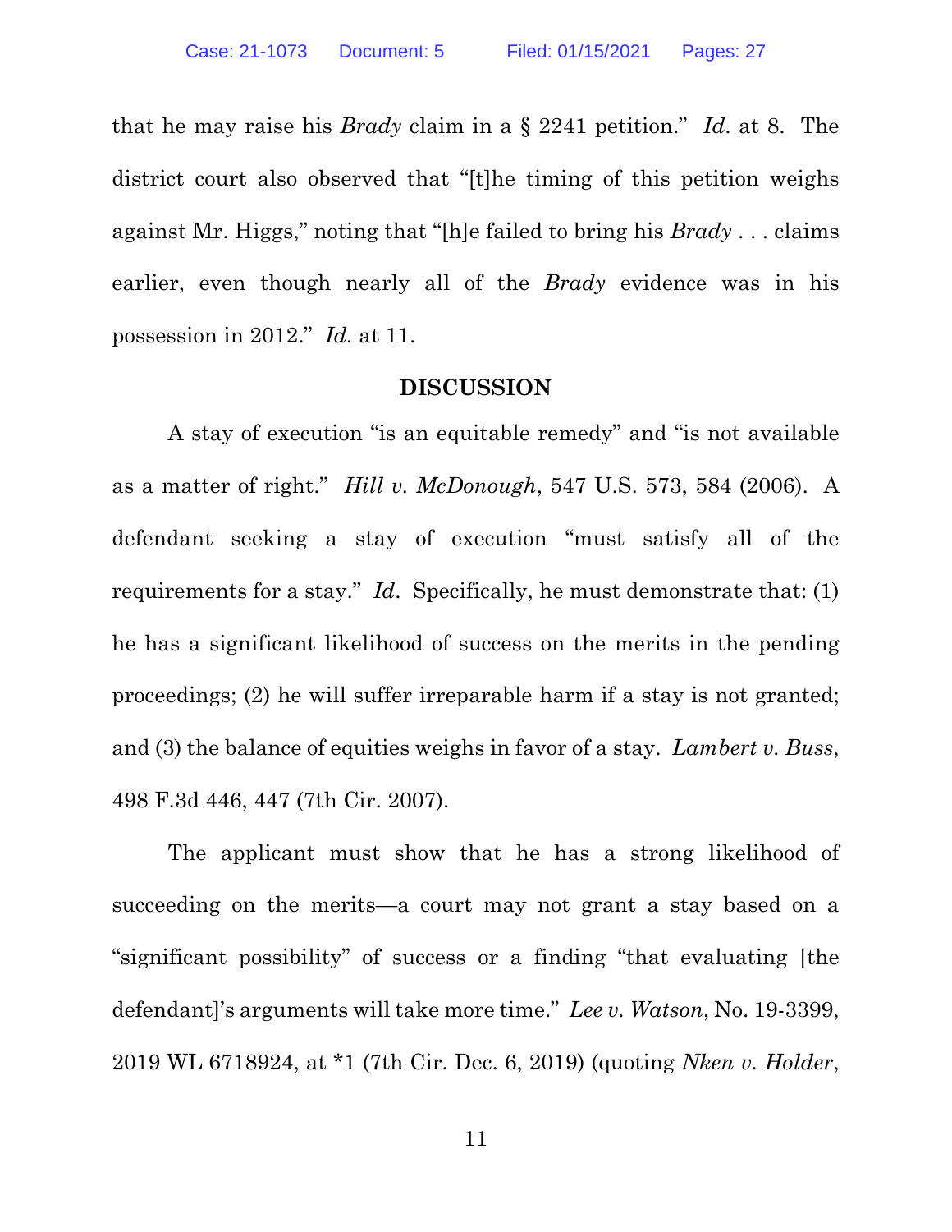that he may raise his *Brady* claim in a § 2241 petition." *Id*. at 8. The district court also observed that "[t]he timing of this petition weighs against Mr. Higgs," noting that "[h]e failed to bring his *Brady* . . . claims earlier, even though nearly all of the *Brady* evidence was in his possession in 2012." *Id.* at 11.

## DISCUSSION

A stay of execution "is an equitable remedy" and "is not available as a matter of right." *Hill v. McDonough*, 547 U.S. 573, 584 (2006). A defendant seeking a stay of execution "must satisfy all of the requirements for a stay." *Id*. Specifically, he must demonstrate that: (1) he has a significant likelihood of success on the merits in the pending proceedings; (2) he will suffer irreparable harm if a stay is not granted; and (3) the balance of equities weighs in favor of a stay. *Lambert v. Buss*, 498 F.3d 446, 447 (7th Cir. 2007).

The applicant must show that he has a strong likelihood of succeeding on the merits—a court may not grant a stay based on a "significant possibility" of success or a finding "that evaluating [the defendant]'s arguments will take more time." *Lee v. Watson*, No. 19-3399, 2019 WL 6718924, at *1 (7th Cir. Dec. 6, 2019) (quoting *Nken v. Holder*,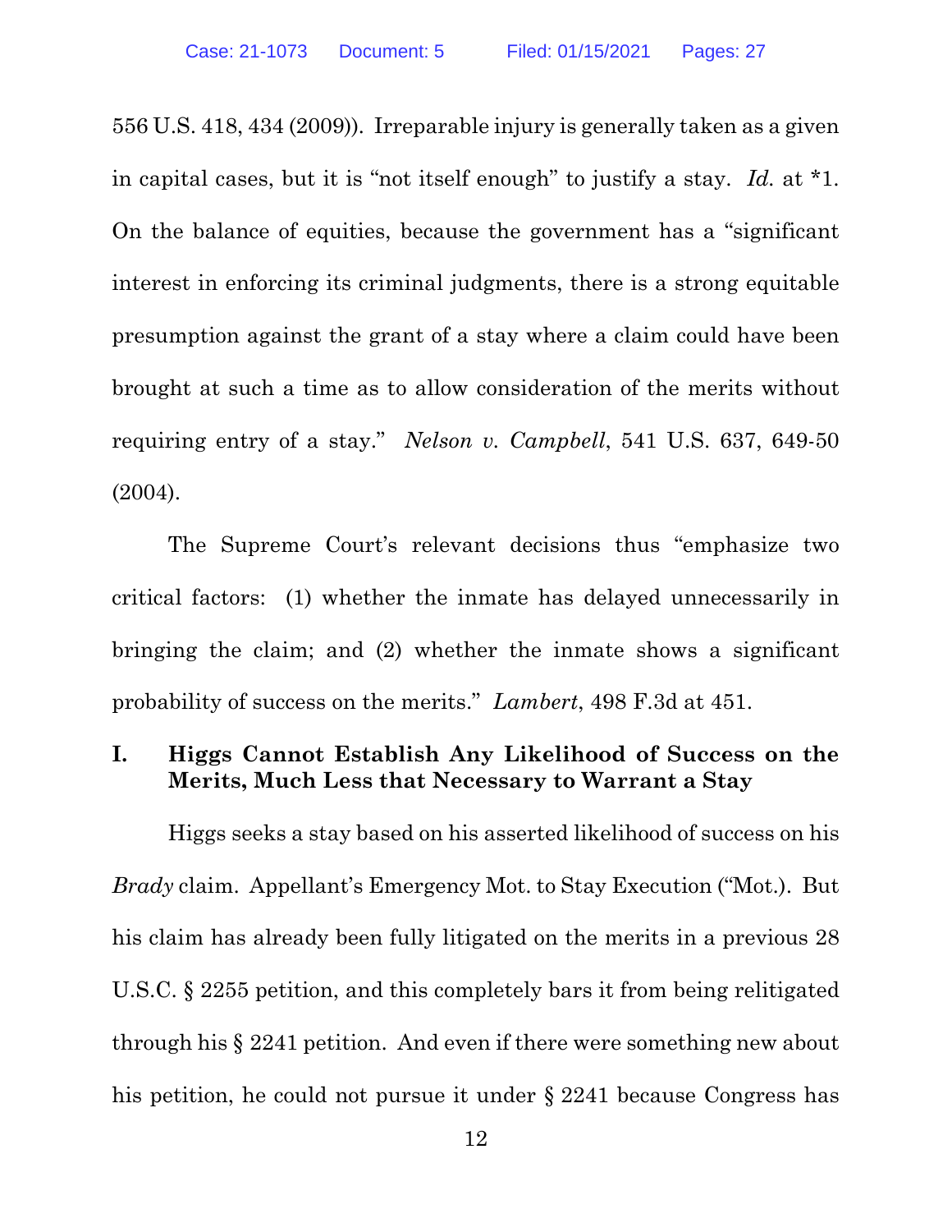556 U.S. 418, 434 (2009)). Irreparable injury is generally taken as a given in capital cases, but it is "not itself enough" to justify a stay. *Id.* at *1. On the balance of equities, because the government has a "significant interest in enforcing its criminal judgments, there is a strong equitable presumption against the grant of a stay where a claim could have been brought at such a time as to allow consideration of the merits without requiring entry of a stay." *Nelson v. Campbell*, 541 U.S. 637, 649-50 (2004).

The Supreme Court's relevant decisions thus "emphasize two critical factors: (1) whether the inmate has delayed unnecessarily in bringing the claim; and (2) whether the inmate shows a significant probability of success on the merits." *Lambert*, 498 F.3d at 451.

## I. Higgs Cannot Establish Any Likelihood of Success on the Merits, Much Less that Necessary to Warrant a Stay

Higgs seeks a stay based on his asserted likelihood of success on his *Brady* claim. Appellant's Emergency Mot. to Stay Execution ("Mot.). But his claim has already been fully litigated on the merits in a previous 28 U.S.C. § 2255 petition, and this completely bars it from being relitigated through his § 2241 petition. And even if there were something new about his petition, he could not pursue it under § 2241 because Congress has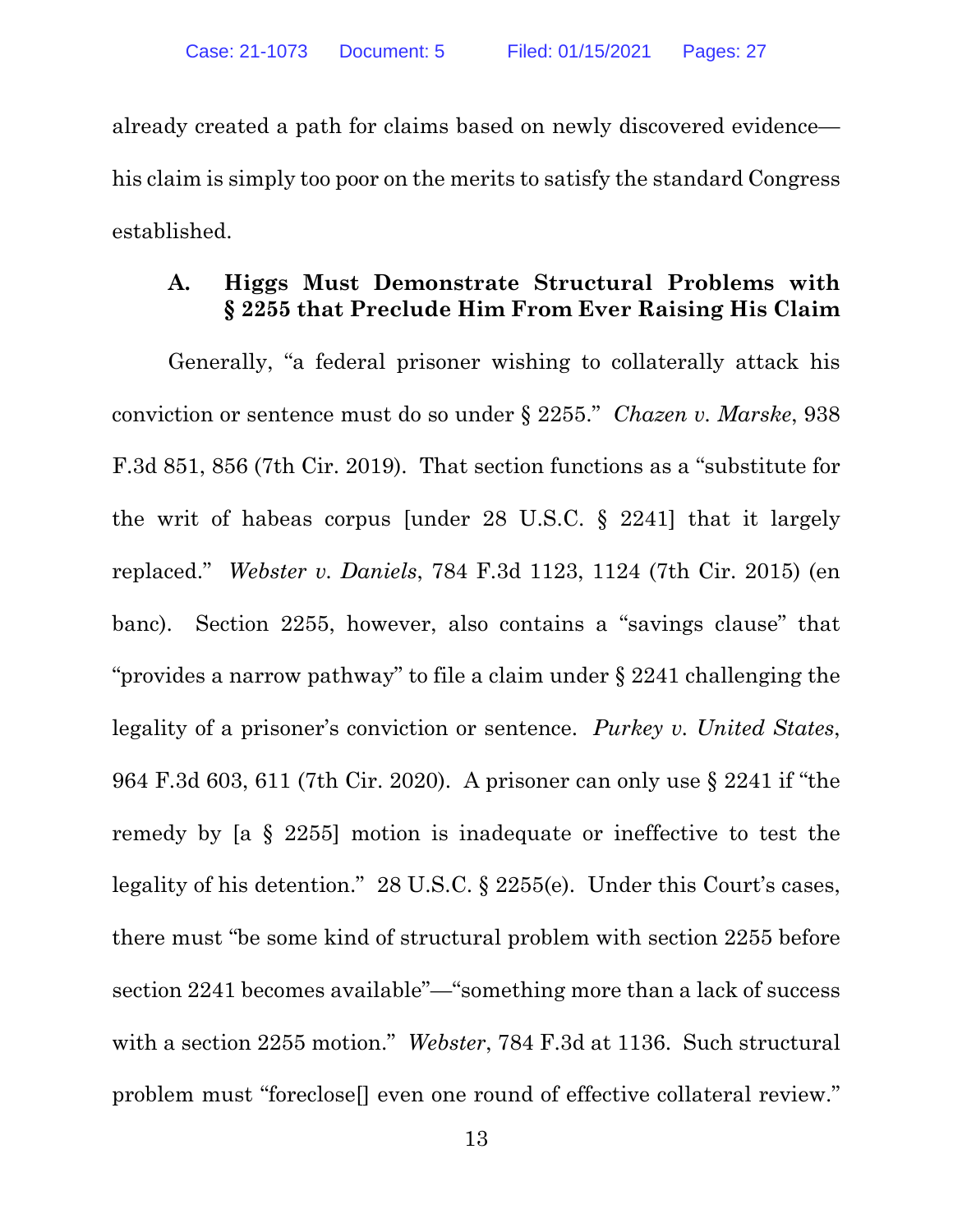already created a path for claims based on newly discovered evidence—his claim is simply too poor on the merits to satisfy the standard Congress established.

### A. Higgs Must Demonstrate Structural Problems with § 2255 that Preclude Him From Ever Raising His Claim

Generally, "a federal prisoner wishing to collaterally attack his conviction or sentence must do so under § 2255." *Chazen v. Marske*, 938 F.3d 851, 856 (7th Cir. 2019). That section functions as a "substitute for the writ of habeas corpus [under 28 U.S.C. § 2241] that it largely replaced." *Webster v. Daniels*, 784 F.3d 1123, 1124 (7th Cir. 2015) (en banc). Section 2255, however, also contains a "savings clause" that "provides a narrow pathway" to file a claim under § 2241 challenging the legality of a prisoner's conviction or sentence. *Purkey v. United States*, 964 F.3d 603, 611 (7th Cir. 2020). A prisoner can only use § 2241 if "the remedy by [a § 2255] motion is inadequate or ineffective to test the legality of his detention." 28 U.S.C. § 2255(e). Under this Court's cases, there must "be some kind of structural problem with section 2255 before section 2241 becomes available"—"something more than a lack of success with a section 2255 motion." *Webster*, 784 F.3d at 1136. Such structural problem must "foreclose[] even one round of effective collateral review."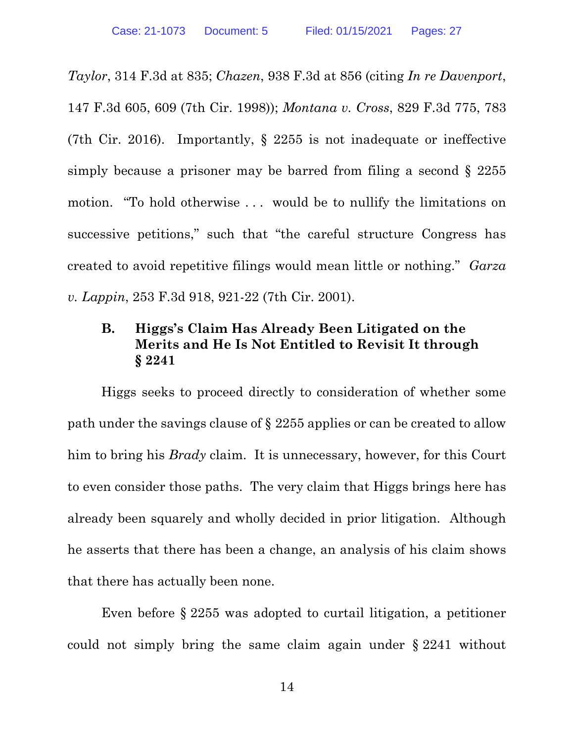*Taylor*, 314 F.3d at 835; *Chazen*, 938 F.3d at 856 (citing *In re Davenport*, 147 F.3d 605, 609 (7th Cir. 1998)); *Montana v. Cross*, 829 F.3d 775, 783 (7th Cir. 2016). Importantly, § 2255 is not inadequate or ineffective simply because a prisoner may be barred from filing a second § 2255 motion. "To hold otherwise . . . would be to nullify the limitations on successive petitions," such that "the careful structure Congress has created to avoid repetitive filings would mean little or nothing." *Garza v. Lappin*, 253 F.3d 918, 921-22 (7th Cir. 2001).

### B. Higgs's Claim Has Already Been Litigated on the Merits and He Is Not Entitled to Revisit It through § 2241

Higgs seeks to proceed directly to consideration of whether some path under the savings clause of § 2255 applies or can be created to allow him to bring his *Brady* claim. It is unnecessary, however, for this Court to even consider those paths. The very claim that Higgs brings here has already been squarely and wholly decided in prior litigation. Although he asserts that there has been a change, an analysis of his claim shows that there has actually been none.

Even before § 2255 was adopted to curtail litigation, a petitioner could not simply bring the same claim again under § 2241 without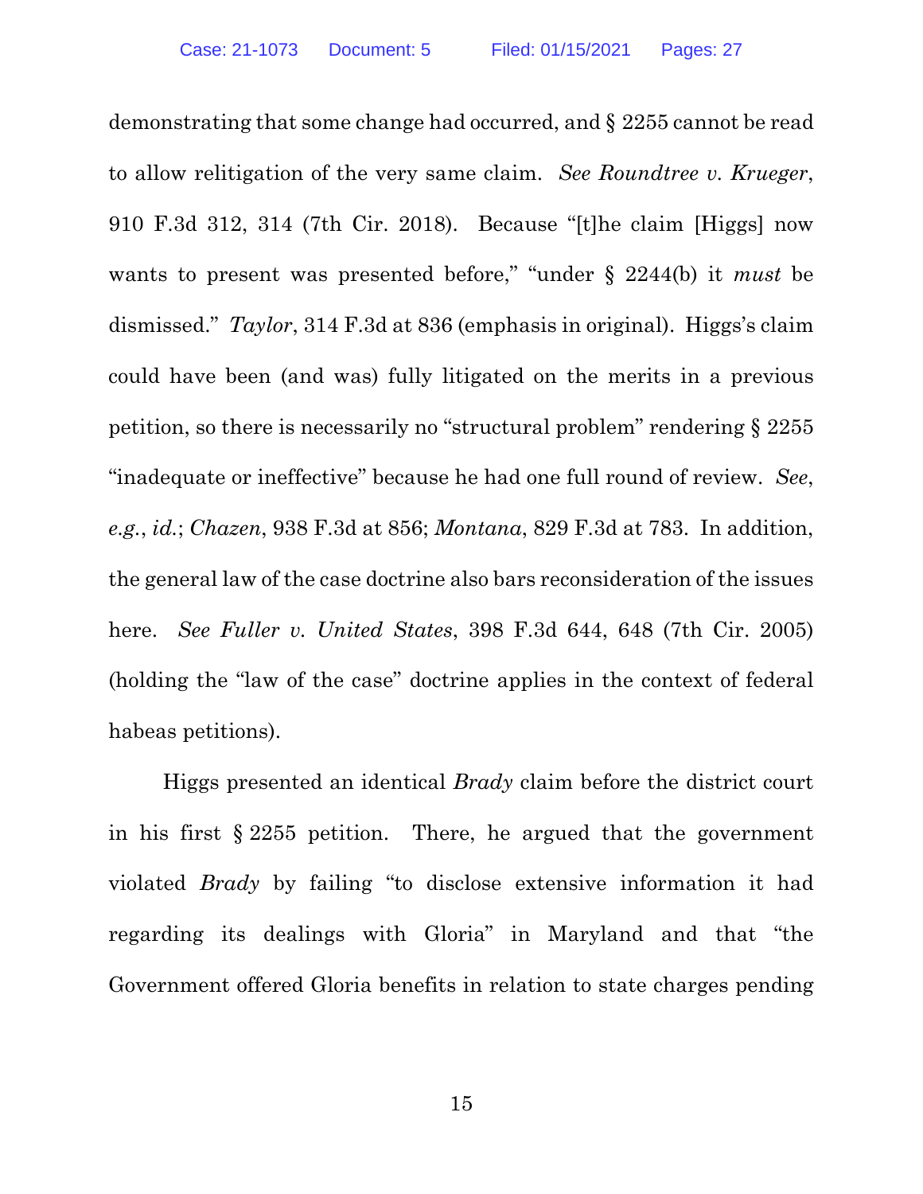demonstrating that some change had occurred, and § 2255 cannot be read to allow relitigation of the very same claim. *See Roundtree v. Krueger*, 910 F.3d 312, 314 (7th Cir. 2018). Because "[t]he claim [Higgs] now wants to present was presented before," "under § 2244(b) it *must* be dismissed." *Taylor*, 314 F.3d at 836 (emphasis in original). Higgs's claim could have been (and was) fully litigated on the merits in a previous petition, so there is necessarily no "structural problem" rendering § 2255 "inadequate or ineffective" because he had one full round of review. *See, e.g.*, *id.*; *Chazen*, 938 F.3d at 856; *Montana*, 829 F.3d at 783. In addition, the general law of the case doctrine also bars reconsideration of the issues here. *See Fuller v. United States*, 398 F.3d 644, 648 (7th Cir. 2005) (holding the "law of the case" doctrine applies in the context of federal habeas petitions).

Higgs presented an identical *Brady* claim before the district court in his first § 2255 petition. There, he argued that the government violated *Brady* by failing "to disclose extensive information it had regarding its dealings with Gloria" in Maryland and that "the Government offered Gloria benefits in relation to state charges pending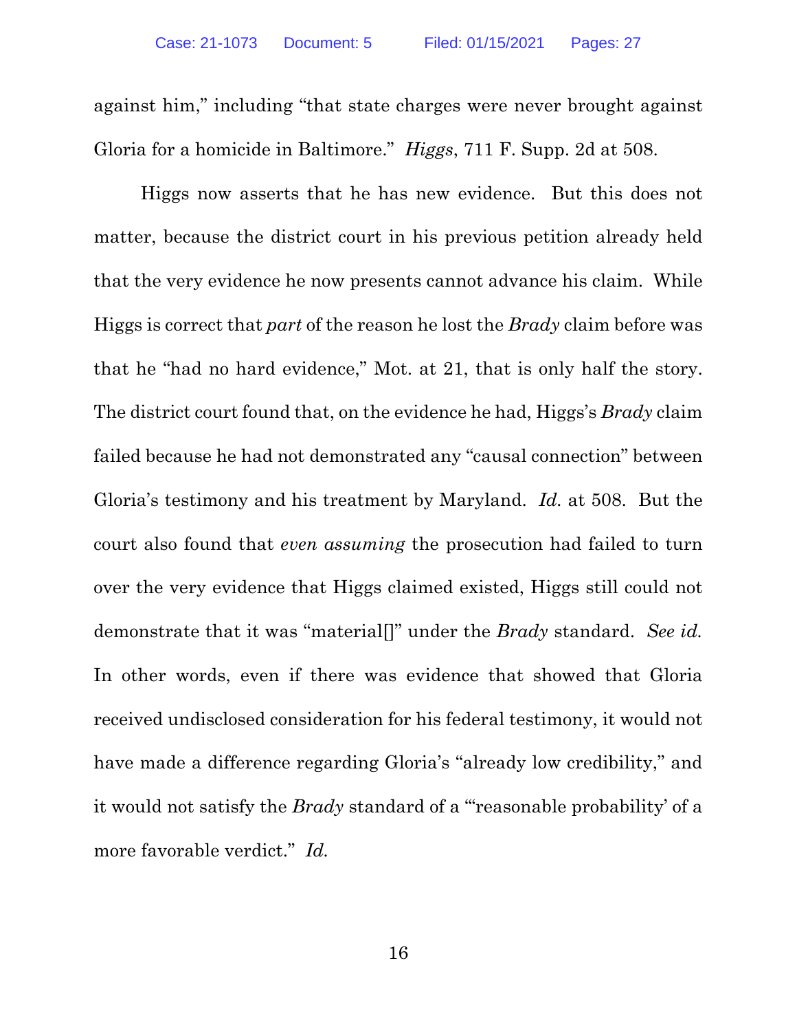against him," including "that state charges were never brought against Gloria for a homicide in Baltimore." *Higgs*, 711 F. Supp. 2d at 508.

Higgs now asserts that he has new evidence. But this does not matter, because the district court in his previous petition already held that the very evidence he now presents cannot advance his claim. While Higgs is correct that *part* of the reason he lost the *Brady* claim before was that he "had no hard evidence," Mot. at 21, that is only half the story. The district court found that, on the evidence he had, Higgs's *Brady* claim failed because he had not demonstrated any "causal connection" between Gloria's testimony and his treatment by Maryland. *Id.* at 508. But the court also found that *even assuming* the prosecution had failed to turn over the very evidence that Higgs claimed existed, Higgs still could not demonstrate that it was "material[]" under the *Brady* standard. *See id.* In other words, even if there was evidence that showed that Gloria received undisclosed consideration for his federal testimony, it would not have made a difference regarding Gloria's "already low credibility," and it would not satisfy the *Brady* standard of a "'reasonable probability' of a more favorable verdict." *Id.*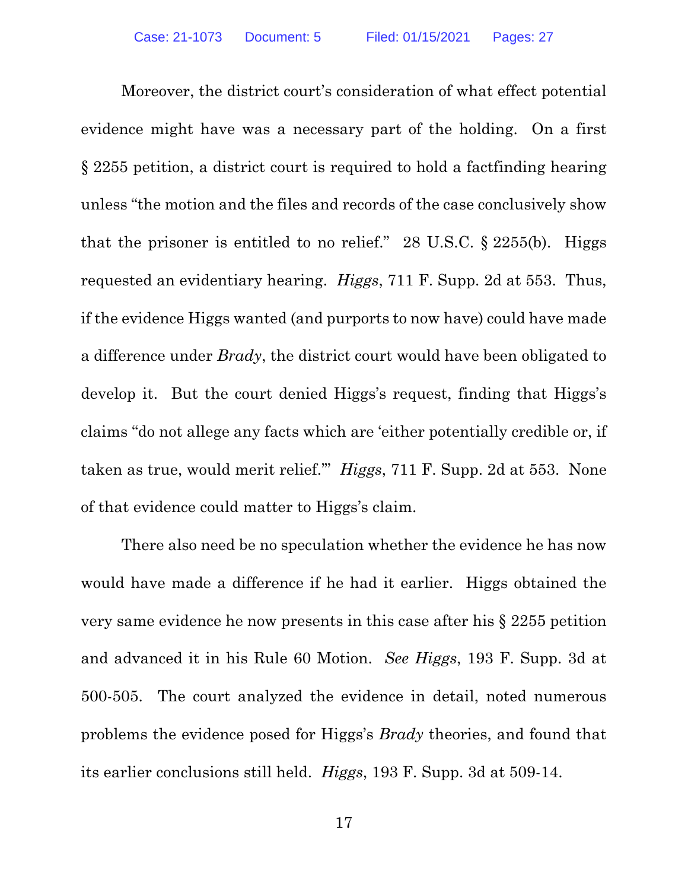Moreover, the district court's consideration of what effect potential evidence might have was a necessary part of the holding. On a first § 2255 petition, a district court is required to hold a factfinding hearing unless "the motion and the files and records of the case conclusively show that the prisoner is entitled to no relief." 28 U.S.C. § 2255(b). Higgs requested an evidentiary hearing. *Higgs*, 711 F. Supp. 2d at 553. Thus, if the evidence Higgs wanted (and purports to now have) could have made a difference under *Brady*, the district court would have been obligated to develop it. But the court denied Higgs's request, finding that Higgs's claims "do not allege any facts which are 'either potentially credible or, if taken as true, would merit relief.'" *Higgs*, 711 F. Supp. 2d at 553. None of that evidence could matter to Higgs's claim.

There also need be no speculation whether the evidence he has now would have made a difference if he had it earlier. Higgs obtained the very same evidence he now presents in this case after his § 2255 petition and advanced it in his Rule 60 Motion. *See Higgs*, 193 F. Supp. 3d at 500-505. The court analyzed the evidence in detail, noted numerous problems the evidence posed for Higgs's *Brady* theories, and found that its earlier conclusions still held. *Higgs*, 193 F. Supp. 3d at 509-14.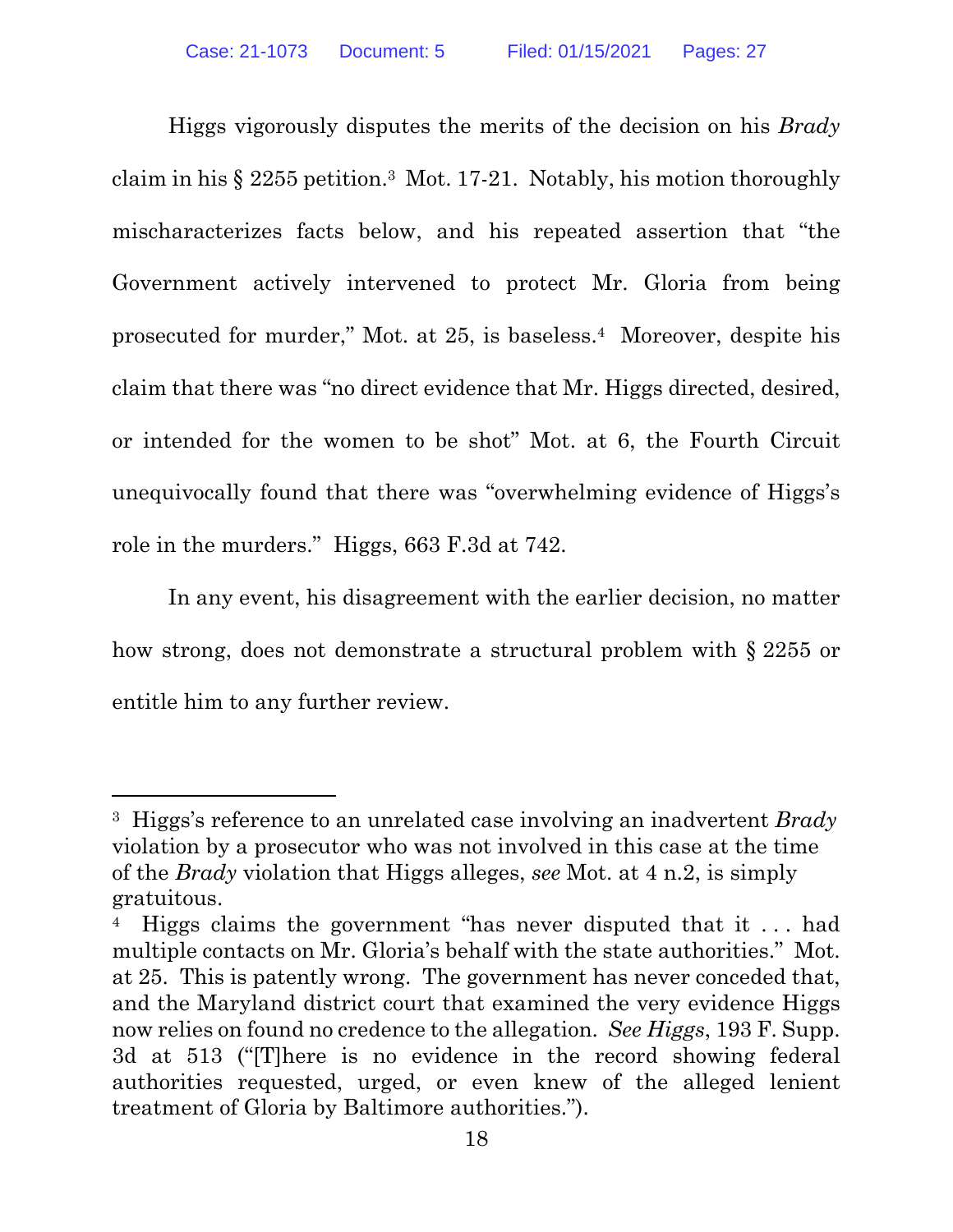Higgs vigorously disputes the merits of the decision on his *Brady* claim in his § 2255 petition.[3] Mot. 17-21. Notably, his motion thoroughly mischaracterizes facts below, and his repeated assertion that "the Government actively intervened to protect Mr. Gloria from being prosecuted for murder," Mot. at 25, is baseless.[4] Moreover, despite his claim that there was "no direct evidence that Mr. Higgs directed, desired, or intended for the women to be shot" Mot. at 6, the Fourth Circuit unequivocally found that there was "overwhelming evidence of Higgs's role in the murders." Higgs, 663 F.3d at 742.

In any event, his disagreement with the earlier decision, no matter how strong, does not demonstrate a structural problem with § 2255 or entitle him to any further review.

---

[3] Higgs's reference to an unrelated case involving an inadvertent *Brady* violation by a prosecutor who was not involved in this case at the time of the *Brady* violation that Higgs alleges, *see* Mot. at 4 n.2, is simply gratuitous.

[4] Higgs claims the government "has never disputed that it . . . had multiple contacts on Mr. Gloria's behalf with the state authorities." Mot. at 25. This is patently wrong. The government has never conceded that, and the Maryland district court that examined the very evidence Higgs now relies on found no credence to the allegation. *See Higgs*, 193 F. Supp. 3d at 513 ("[T]here is no evidence in the record showing federal authorities requested, urged, or even knew of the alleged lenient treatment of Gloria by Baltimore authorities.").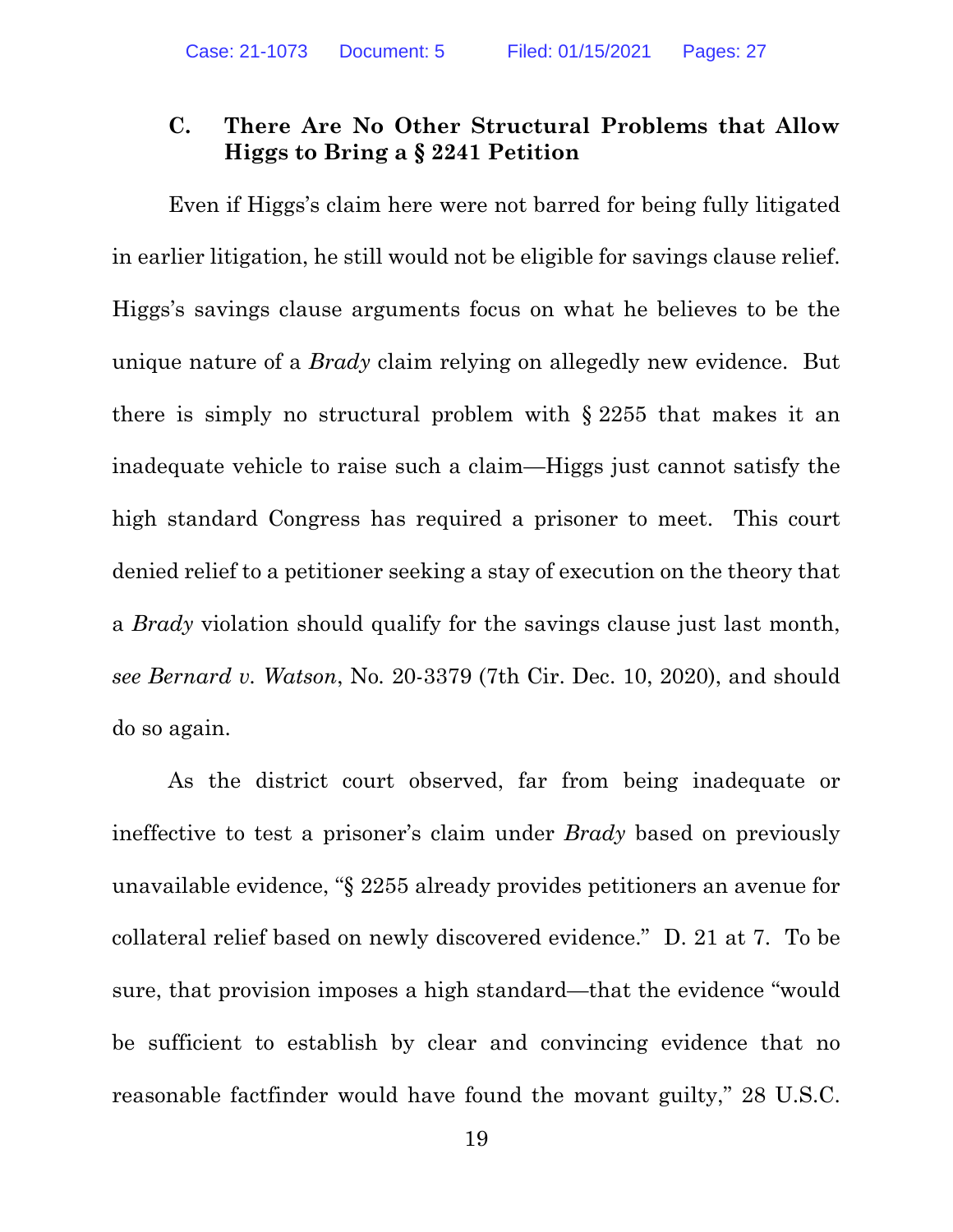### C. There Are No Other Structural Problems that Allow Higgs to Bring a § 2241 Petition

Even if Higgs's claim here were not barred for being fully litigated in earlier litigation, he still would not be eligible for savings clause relief. Higgs's savings clause arguments focus on what he believes to be the unique nature of a *Brady* claim relying on allegedly new evidence. But there is simply no structural problem with § 2255 that makes it an inadequate vehicle to raise such a claim—Higgs just cannot satisfy the high standard Congress has required a prisoner to meet. This court denied relief to a petitioner seeking a stay of execution on the theory that a *Brady* violation should qualify for the savings clause just last month, *see Bernard v. Watson*, No. 20-3379 (7th Cir. Dec. 10, 2020), and should do so again.

As the district court observed, far from being inadequate or ineffective to test a prisoner's claim under *Brady* based on previously unavailable evidence, "§ 2255 already provides petitioners an avenue for collateral relief based on newly discovered evidence." D. 21 at 7. To be sure, that provision imposes a high standard—that the evidence "would be sufficient to establish by clear and convincing evidence that no reasonable factfinder would have found the movant guilty," 28 U.S.C.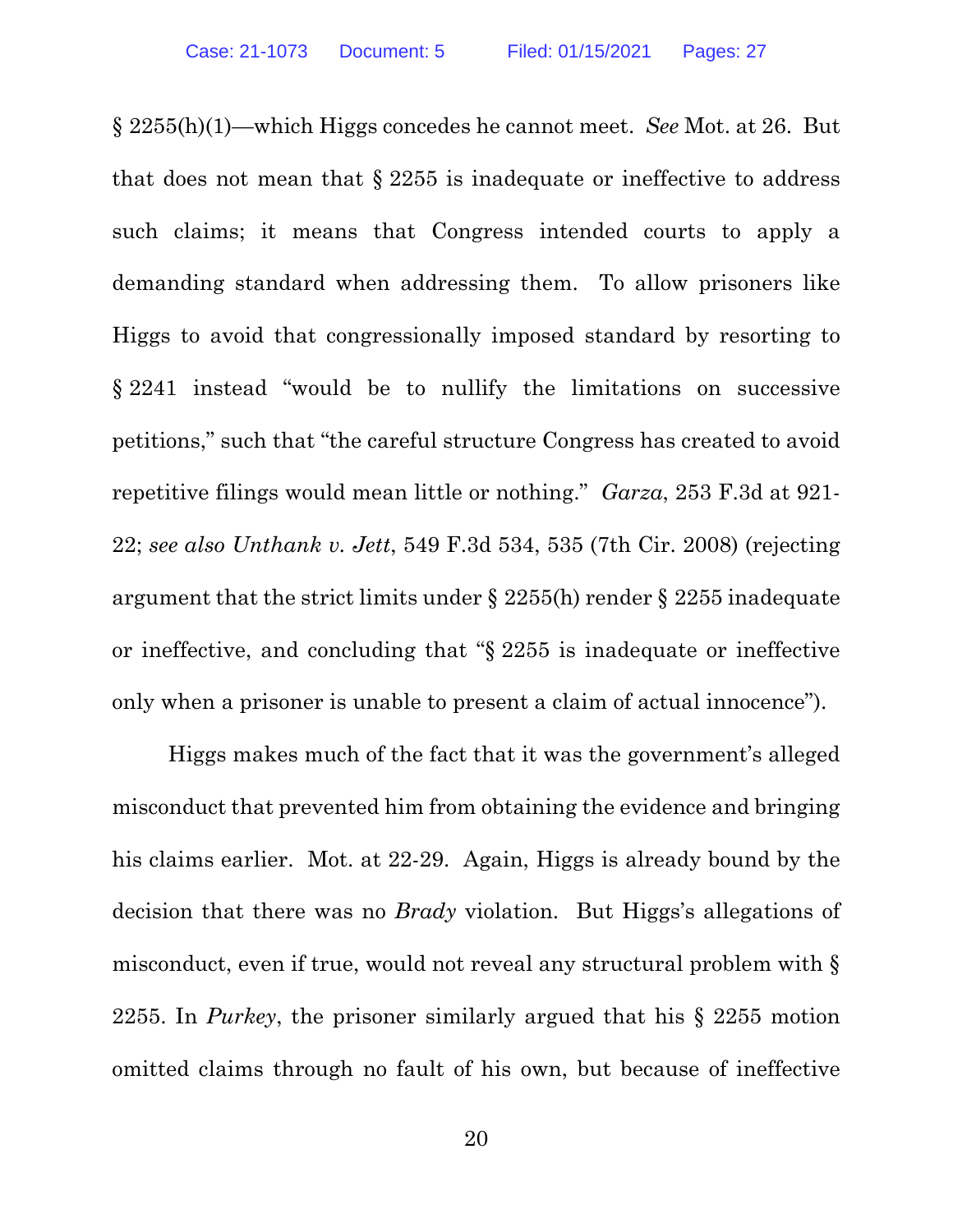§ 2255(h)(1)—which Higgs concedes he cannot meet. *See* Mot. at 26. But that does not mean that § 2255 is inadequate or ineffective to address such claims; it means that Congress intended courts to apply a demanding standard when addressing them. To allow prisoners like Higgs to avoid that congressionally imposed standard by resorting to § 2241 instead "would be to nullify the limitations on successive petitions," such that "the careful structure Congress has created to avoid repetitive filings would mean little or nothing." *Garza*, 253 F.3d at 921-22; *see also Unthank v. Jett*, 549 F.3d 534, 535 (7th Cir. 2008) (rejecting argument that the strict limits under § 2255(h) render § 2255 inadequate or ineffective, and concluding that "§ 2255 is inadequate or ineffective only when a prisoner is unable to present a claim of actual innocence").

Higgs makes much of the fact that it was the government's alleged misconduct that prevented him from obtaining the evidence and bringing his claims earlier. Mot. at 22-29. Again, Higgs is already bound by the decision that there was no *Brady* violation. But Higgs's allegations of misconduct, even if true, would not reveal any structural problem with § 2255. In *Purkey*, the prisoner similarly argued that his § 2255 motion omitted claims through no fault of his own, but because of ineffective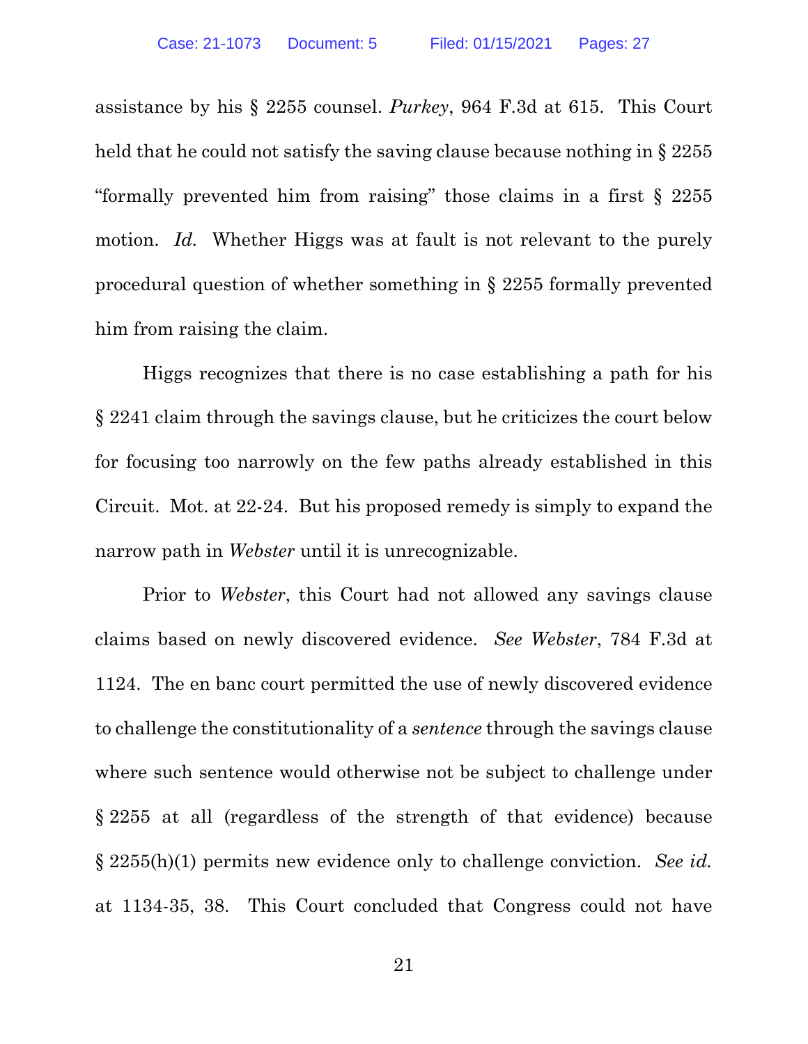assistance by his § 2255 counsel. *Purkey*, 964 F.3d at 615. This Court held that he could not satisfy the saving clause because nothing in § 2255 "formally prevented him from raising" those claims in a first § 2255 motion. *Id.* Whether Higgs was at fault is not relevant to the purely procedural question of whether something in § 2255 formally prevented him from raising the claim.

Higgs recognizes that there is no case establishing a path for his § 2241 claim through the savings clause, but he criticizes the court below for focusing too narrowly on the few paths already established in this Circuit. Mot. at 22-24. But his proposed remedy is simply to expand the narrow path in *Webster* until it is unrecognizable.

Prior to *Webster*, this Court had not allowed any savings clause claims based on newly discovered evidence. *See Webster*, 784 F.3d at 1124. The en banc court permitted the use of newly discovered evidence to challenge the constitutionality of a *sentence* through the savings clause where such sentence would otherwise not be subject to challenge under § 2255 at all (regardless of the strength of that evidence) because § 2255(h)(1) permits new evidence only to challenge conviction. *See id.* at 1134-35, 38. This Court concluded that Congress could not have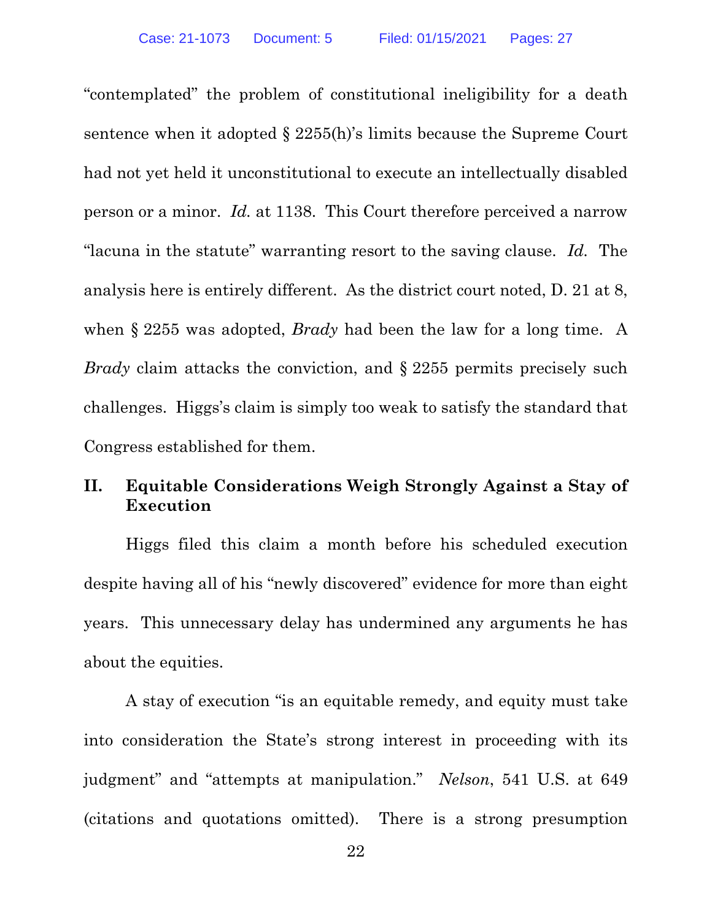"contemplated" the problem of constitutional ineligibility for a death sentence when it adopted § 2255(h)'s limits because the Supreme Court had not yet held it unconstitutional to execute an intellectually disabled person or a minor. *Id.* at 1138. This Court therefore perceived a narrow "lacuna in the statute" warranting resort to the saving clause. *Id.* The analysis here is entirely different. As the district court noted, D. 21 at 8, when § 2255 was adopted, *Brady* had been the law for a long time. A *Brady* claim attacks the conviction, and § 2255 permits precisely such challenges. Higgs's claim is simply too weak to satisfy the standard that Congress established for them.

## II. Equitable Considerations Weigh Strongly Against a Stay of Execution

Higgs filed this claim a month before his scheduled execution despite having all of his "newly discovered" evidence for more than eight years. This unnecessary delay has undermined any arguments he has about the equities.

A stay of execution "is an equitable remedy, and equity must take into consideration the State's strong interest in proceeding with its judgment" and "attempts at manipulation." *Nelson*, 541 U.S. at 649 (citations and quotations omitted). There is a strong presumption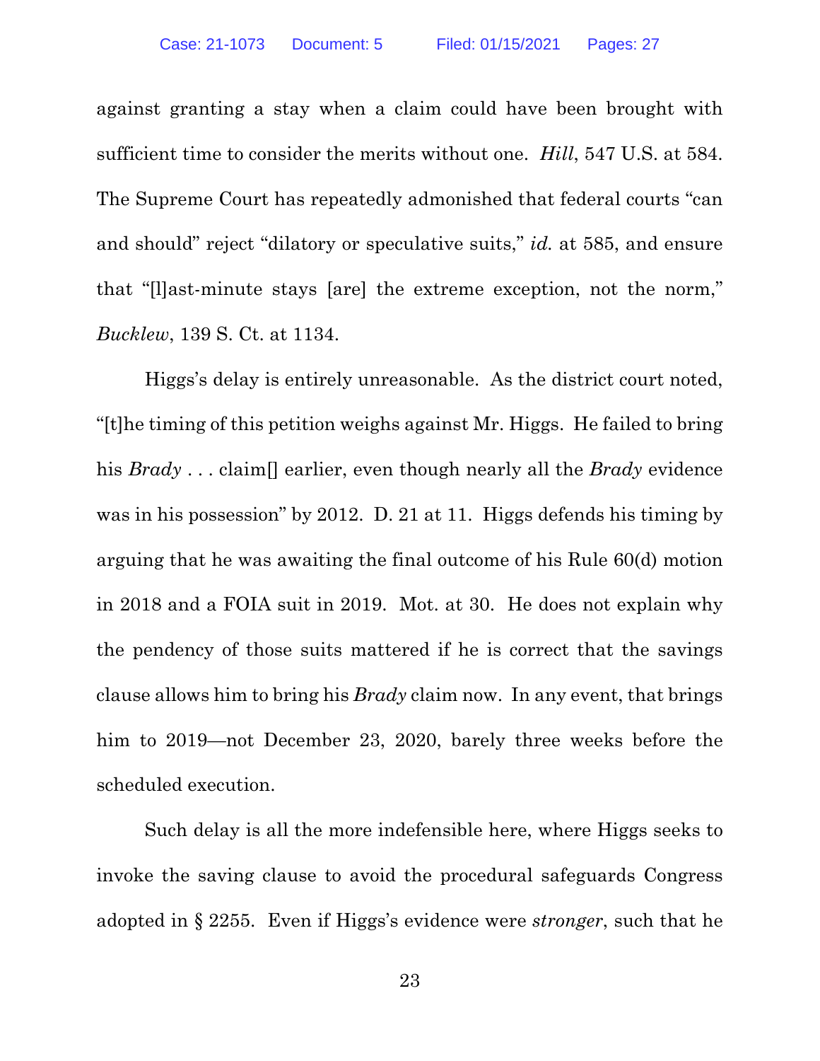against granting a stay when a claim could have been brought with sufficient time to consider the merits without one. *Hill*, 547 U.S. at 584. The Supreme Court has repeatedly admonished that federal courts "can and should" reject "dilatory or speculative suits," *id.* at 585, and ensure that "[l]ast-minute stays [are] the extreme exception, not the norm," *Bucklew*, 139 S. Ct. at 1134.

Higgs's delay is entirely unreasonable. As the district court noted, "[t]he timing of this petition weighs against Mr. Higgs. He failed to bring his *Brady* . . . claim[] earlier, even though nearly all the *Brady* evidence was in his possession" by 2012. D. 21 at 11. Higgs defends his timing by arguing that he was awaiting the final outcome of his Rule 60(d) motion in 2018 and a FOIA suit in 2019. Mot. at 30. He does not explain why the pendency of those suits mattered if he is correct that the savings clause allows him to bring his *Brady* claim now. In any event, that brings him to 2019—not December 23, 2020, barely three weeks before the scheduled execution.

Such delay is all the more indefensible here, where Higgs seeks to invoke the saving clause to avoid the procedural safeguards Congress adopted in § 2255. Even if Higgs's evidence were *stronger*, such that he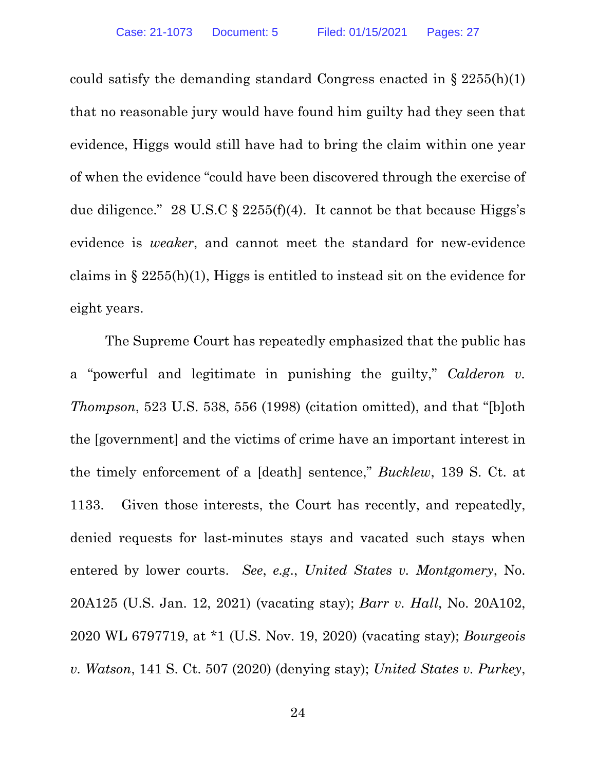could satisfy the demanding standard Congress enacted in § 2255(h)(1) that no reasonable jury would have found him guilty had they seen that evidence, Higgs would still have had to bring the claim within one year of when the evidence "could have been discovered through the exercise of due diligence." 28 U.S.C § 2255(f)(4). It cannot be that because Higgs's evidence is *weaker*, and cannot meet the standard for new-evidence claims in § 2255(h)(1), Higgs is entitled to instead sit on the evidence for eight years.

The Supreme Court has repeatedly emphasized that the public has a "powerful and legitimate in punishing the guilty," *Calderon v. Thompson*, 523 U.S. 538, 556 (1998) (citation omitted), and that "[b]oth the [government] and the victims of crime have an important interest in the timely enforcement of a [death] sentence," *Bucklew*, 139 S. Ct. at 1133. Given those interests, the Court has recently, and repeatedly, denied requests for last-minutes stays and vacated such stays when entered by lower courts. *See*, *e.g.*, *United States v. Montgomery*, No. 20A125 (U.S. Jan. 12, 2021) (vacating stay); *Barr v. Hall*, No. 20A102, 2020 WL 6797719, at *1 (U.S. Nov. 19, 2020) (vacating stay); *Bourgeois v. Watson*, 141 S. Ct. 507 (2020) (denying stay); *United States v. Purkey*,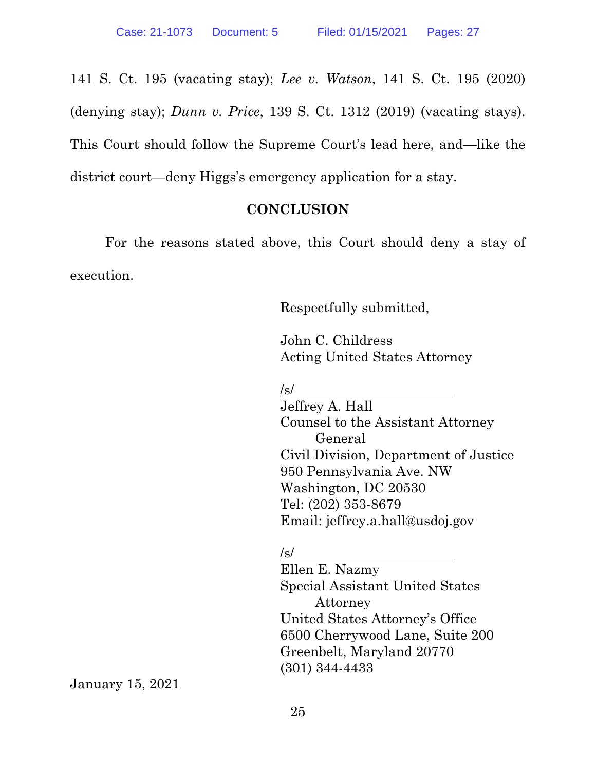141 S. Ct. 195 (vacating stay); *Lee v. Watson*, 141 S. Ct. 195 (2020) (denying stay); *Dunn v. Price*, 139 S. Ct. 1312 (2019) (vacating stays). This Court should follow the Supreme Court's lead here, and—like the district court—deny Higgs's emergency application for a stay.

## CONCLUSION

For the reasons stated above, this Court should deny a stay of execution.

Respectfully submitted,

John C. Childress
Acting United States Attorney

/s/
Jeffrey A. Hall
Counsel to the Assistant Attorney General
Civil Division, Department of Justice
950 Pennsylvania Ave. NW
Washington, DC 20530
Tel: (202) 353-8679
Email: jeffrey.a.hall@usdoj.gov

/s/
Ellen E. Nazmy
Special Assistant United States Attorney
United States Attorney's Office
6500 Cherrywood Lane, Suite 200
Greenbelt, Maryland 20770
(301) 344-4433

January 15, 2021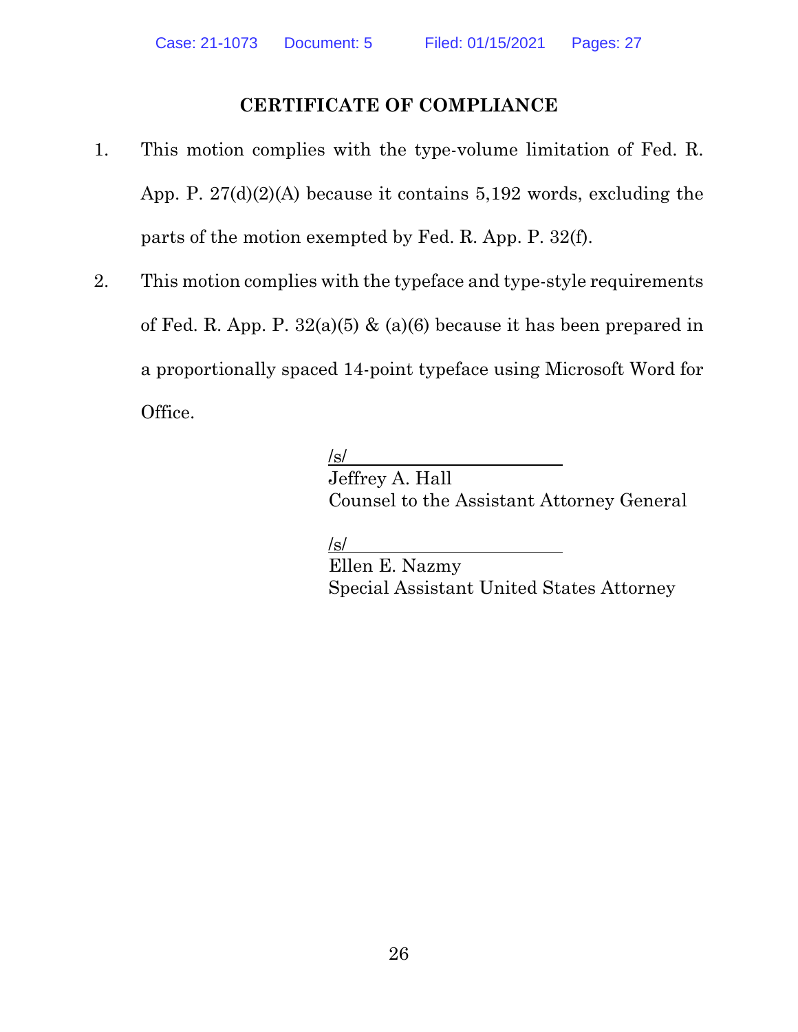## CERTIFICATE OF COMPLIANCE

1. This motion complies with the type-volume limitation of Fed. R. App. P. 27(d)(2)(A) because it contains 5,192 words, excluding the parts of the motion exempted by Fed. R. App. P. 32(f).

2. This motion complies with the typeface and type-style requirements of Fed. R. App. P. 32(a)(5) & (a)(6) because it has been prepared in a proportionally spaced 14-point typeface using Microsoft Word for Office.

/s/
Jeffrey A. Hall
Counsel to the Assistant Attorney General

/s/
Ellen E. Nazmy
Special Assistant United States Attorney